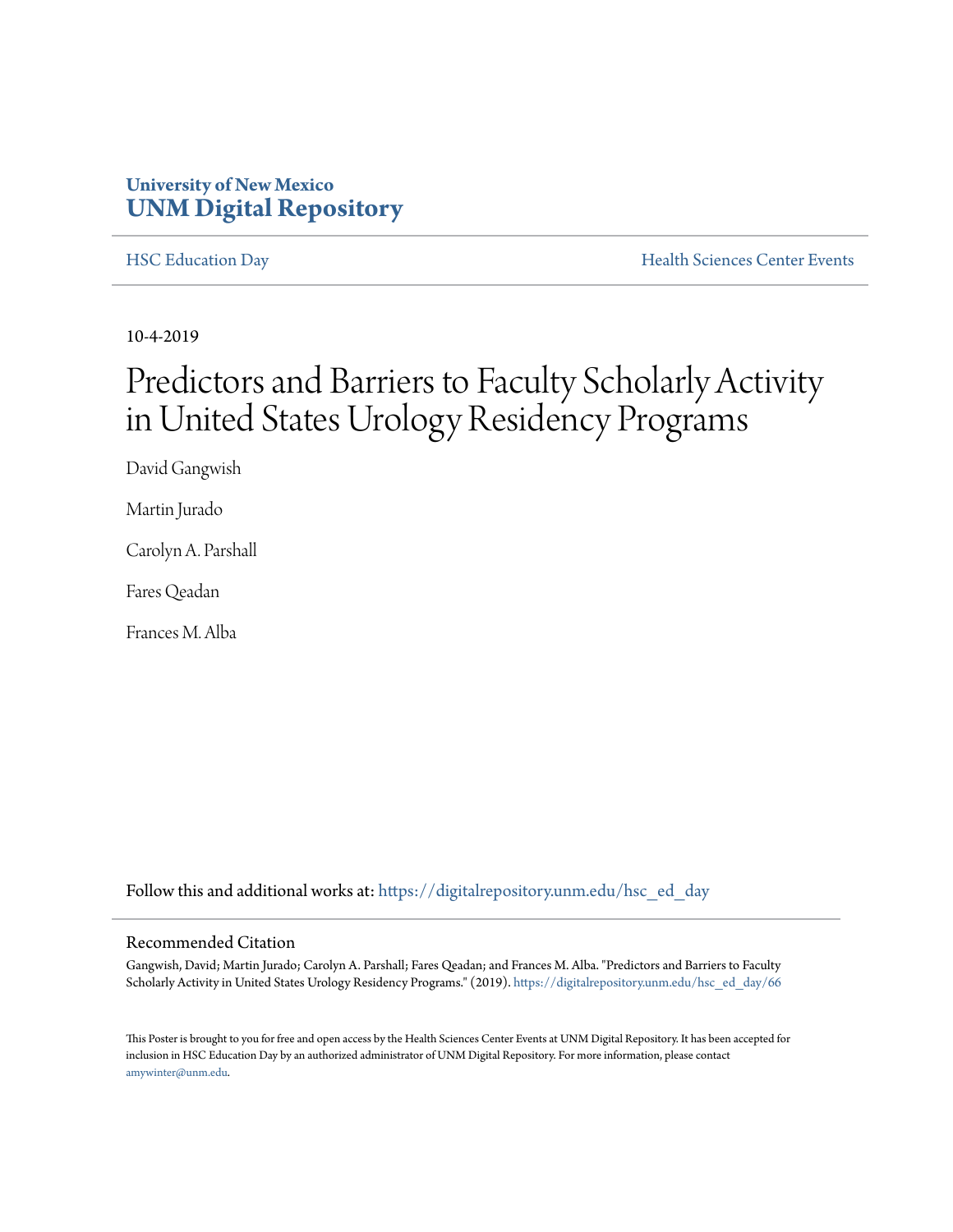University of New Mexico
**UNM Digital Repository**

HSC Education Day | Health Sciences Center Events

10-4-2019

# Predictors and Barriers to Faculty Scholarly Activity in United States Urology Residency Programs

David Gangwish

Martin Jurado

Carolyn A. Parshall

Fares Qeadan

Frances M. Alba

Follow this and additional works at: https://digitalrepository.unm.edu/hsc_ed_day

## Recommended Citation

Gangwish, David; Martin Jurado; Carolyn A. Parshall; Fares Qeadan; and Frances M. Alba. "Predictors and Barriers to Faculty Scholarly Activity in United States Urology Residency Programs." (2019). https://digitalrepository.unm.edu/hsc_ed_day/66

This Poster is brought to you for free and open access by the Health Sciences Center Events at UNM Digital Repository. It has been accepted for inclusion in HSC Education Day by an authorized administrator of UNM Digital Repository. For more information, please contact amywinter@unm.edu.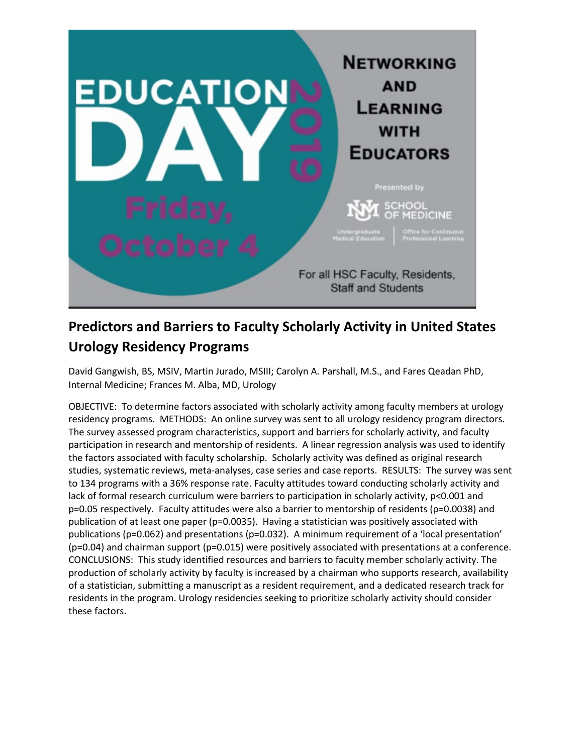EDUCATION DAY 2019

Friday, October 4

NETWORKING AND LEARNING WITH EDUCATORS

Presented by

UNM SCHOOL OF MEDICINE

Undergraduate Medical Education | Office for Continuous Professional Learning

For all HSC Faculty, Residents, Staff and Students

## Predictors and Barriers to Faculty Scholarly Activity in United States Urology Residency Programs

David Gangwish, BS, MSIV, Martin Jurado, MSIII; Carolyn A. Parshall, M.S., and Fares Qeadan PhD, Internal Medicine; Frances M. Alba, MD, Urology

OBJECTIVE: To determine factors associated with scholarly activity among faculty members at urology residency programs. METHODS: An online survey was sent to all urology residency program directors. The survey assessed program characteristics, support and barriers for scholarly activity, and faculty participation in research and mentorship of residents. A linear regression analysis was used to identify the factors associated with faculty scholarship. Scholarly activity was defined as original research studies, systematic reviews, meta-analyses, case series and case reports. RESULTS: The survey was sent to 134 programs with a 36% response rate. Faculty attitudes toward conducting scholarly activity and lack of formal research curriculum were barriers to participation in scholarly activity, $p<0.001$ and $p=0.05$ respectively. Faculty attitudes were also a barrier to mentorship of residents ($p=0.0038$) and publication of at least one paper ($p=0.0035$). Having a statistician was positively associated with publications ($p=0.062$) and presentations ($p=0.032$). A minimum requirement of a 'local presentation' ($p=0.04$) and chairman support ($p=0.015$) were positively associated with presentations at a conference. CONCLUSIONS: This study identified resources and barriers to faculty member scholarly activity. The production of scholarly activity by faculty is increased by a chairman who supports research, availability of a statistician, submitting a manuscript as a resident requirement, and a dedicated research track for residents in the program. Urology residencies seeking to prioritize scholarly activity should consider these factors.